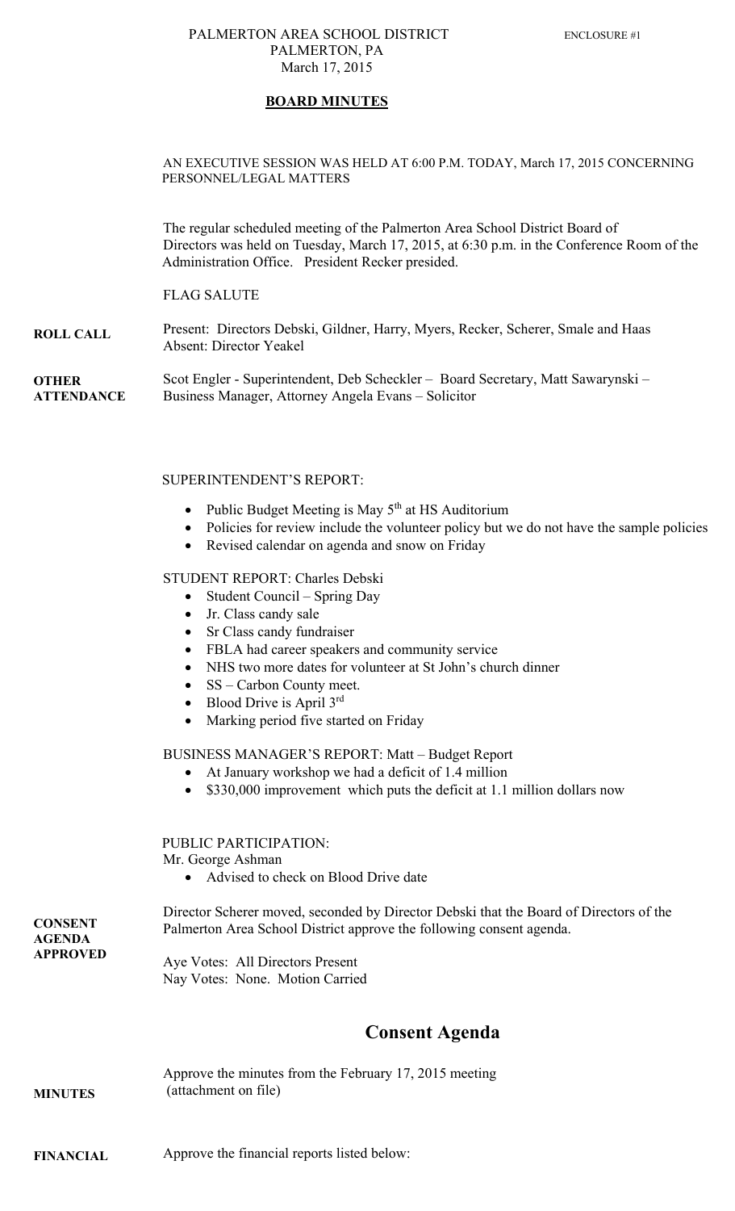PALMERTON AREA SCHOOL DISTRICT
PALMERTON, PA
March 17, 2015

ENCLOSURE #1

## BOARD MINUTES

AN EXECUTIVE SESSION WAS HELD AT 6:00 P.M. TODAY, March 17, 2015 CONCERNING PERSONNEL/LEGAL MATTERS

The regular scheduled meeting of the Palmerton Area School District Board of Directors was held on Tuesday, March 17, 2015, at 6:30 p.m. in the Conference Room of the Administration Office. President Recker presided.

FLAG SALUTE

**ROLL CALL**

Present: Directors Debski, Gildner, Harry, Myers, Recker, Scherer, Smale and Haas
Absent: Director Yeakel

**OTHER ATTENDANCE**

Scot Engler - Superintendent, Deb Scheckler – Board Secretary, Matt Sawarynski – Business Manager, Attorney Angela Evans – Solicitor

SUPERINTENDENT'S REPORT:

- Public Budget Meeting is May 5th at HS Auditorium
- Policies for review include the volunteer policy but we do not have the sample policies
- Revised calendar on agenda and snow on Friday

STUDENT REPORT: Charles Debski

- Student Council – Spring Day
- Jr. Class candy sale
- Sr Class candy fundraiser
- FBLA had career speakers and community service
- NHS two more dates for volunteer at St John's church dinner
- SS – Carbon County meet.
- Blood Drive is April 3rd
- Marking period five started on Friday

BUSINESS MANAGER'S REPORT: Matt – Budget Report

- At January workshop we had a deficit of 1.4 million
- $330,000 improvement which puts the deficit at 1.1 million dollars now

PUBLIC PARTICIPATION:
Mr. George Ashman

- Advised to check on Blood Drive date

**CONSENT AGENDA APPROVED**

Director Scherer moved, seconded by Director Debski that the Board of Directors of the Palmerton Area School District approve the following consent agenda.

Aye Votes: All Directors Present
Nay Votes: None. Motion Carried

# Consent Agenda

**MINUTES**

Approve the minutes from the February 17, 2015 meeting (attachment on file)

**FINANCIAL**

Approve the financial reports listed below: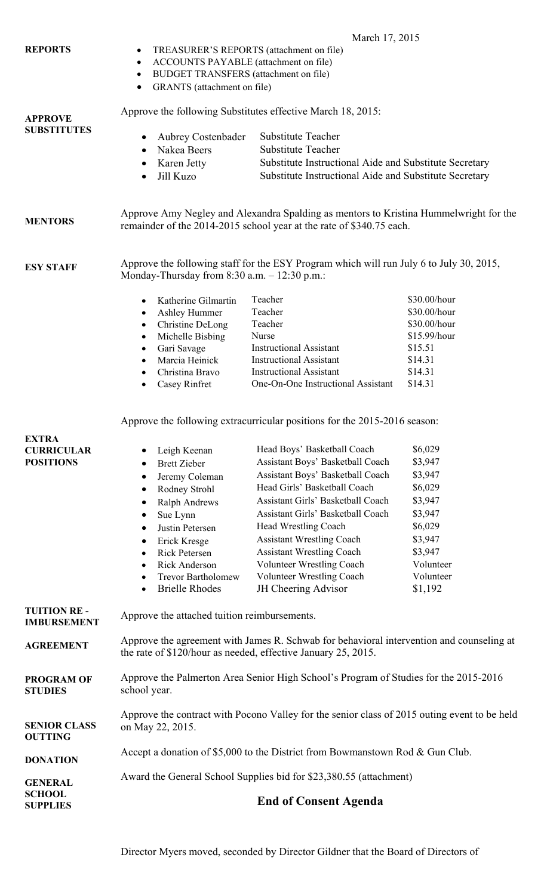March 17, 2015

**REPORTS**

- TREASURER'S REPORTS (attachment on file)
- ACCOUNTS PAYABLE (attachment on file)
- BUDGET TRANSFERS (attachment on file)
- GRANTS (attachment on file)

**APPROVE SUBSTITUTES**

Approve the following Substitutes effective March 18, 2015:

| | |
|---|---|
| Aubrey Costenbader | Substitute Teacher |
| Nakea Beers | Substitute Teacher |
| Karen Jetty | Substitute Instructional Aide and Substitute Secretary |
| Jill Kuzo | Substitute Instructional Aide and Substitute Secretary |

**MENTORS**

Approve Amy Negley and Alexandra Spalding as mentors to Kristina Hummelwright for the remainder of the 2014-2015 school year at the rate of $340.75 each.

**ESY STAFF**

Approve the following staff for the ESY Program which will run July 6 to July 30, 2015, Monday-Thursday from 8:30 a.m. – 12:30 p.m.:

| | | |
|---|---|---|
| Katherine Gilmartin | Teacher | $30.00/hour |
| Ashley Hummer | Teacher | $30.00/hour |
| Christine DeLong | Teacher | $30.00/hour |
| Michelle Bisbing | Nurse | $15.99/hour |
| Gari Savage | Instructional Assistant | $15.51 |
| Marcia Heinick | Instructional Assistant | $14.31 |
| Christina Bravo | Instructional Assistant | $14.31 |
| Casey Rinfret | One-On-One Instructional Assistant | $14.31 |

**EXTRA CURRICULAR POSITIONS**

Approve the following extracurricular positions for the 2015-2016 season:

| | | |
|---|---|---|
| Leigh Keenan | Head Boys' Basketball Coach | $6,029 |
| Brett Zieber | Assistant Boys' Basketball Coach | $3,947 |
| Jeremy Coleman | Assistant Boys' Basketball Coach | $3,947 |
| Rodney Strohl | Head Girls' Basketball Coach | $6,029 |
| Ralph Andrews | Assistant Girls' Basketball Coach | $3,947 |
| Sue Lynn | Assistant Girls' Basketball Coach | $3,947 |
| Justin Petersen | Head Wrestling Coach | $6,029 |
| Erick Kresge | Assistant Wrestling Coach | $3,947 |
| Rick Petersen | Assistant Wrestling Coach | $3,947 |
| Rick Anderson | Volunteer Wrestling Coach | Volunteer |
| Trevor Bartholomew | Volunteer Wrestling Coach | Volunteer |
| Brielle Rhodes | JH Cheering Advisor | $1,192 |

**TUITION RE-IMBURSEMENT**

Approve the attached tuition reimbursements.

**AGREEMENT**

Approve the agreement with James R. Schwab for behavioral intervention and counseling at the rate of $120/hour as needed, effective January 25, 2015.

**PROGRAM OF STUDIES**

Approve the Palmerton Area Senior High School's Program of Studies for the 2015-2016 school year.

**SENIOR CLASS OUTTING**

Approve the contract with Pocono Valley for the senior class of 2015 outing event to be held on May 22, 2015.

**DONATION**

Accept a donation of $5,000 to the District from Bowmanstown Rod & Gun Club.

**GENERAL SCHOOL SUPPLIES**

Award the General School Supplies bid for $23,380.55 (attachment)

## End of Consent Agenda

Director Myers moved, seconded by Director Gildner that the Board of Directors of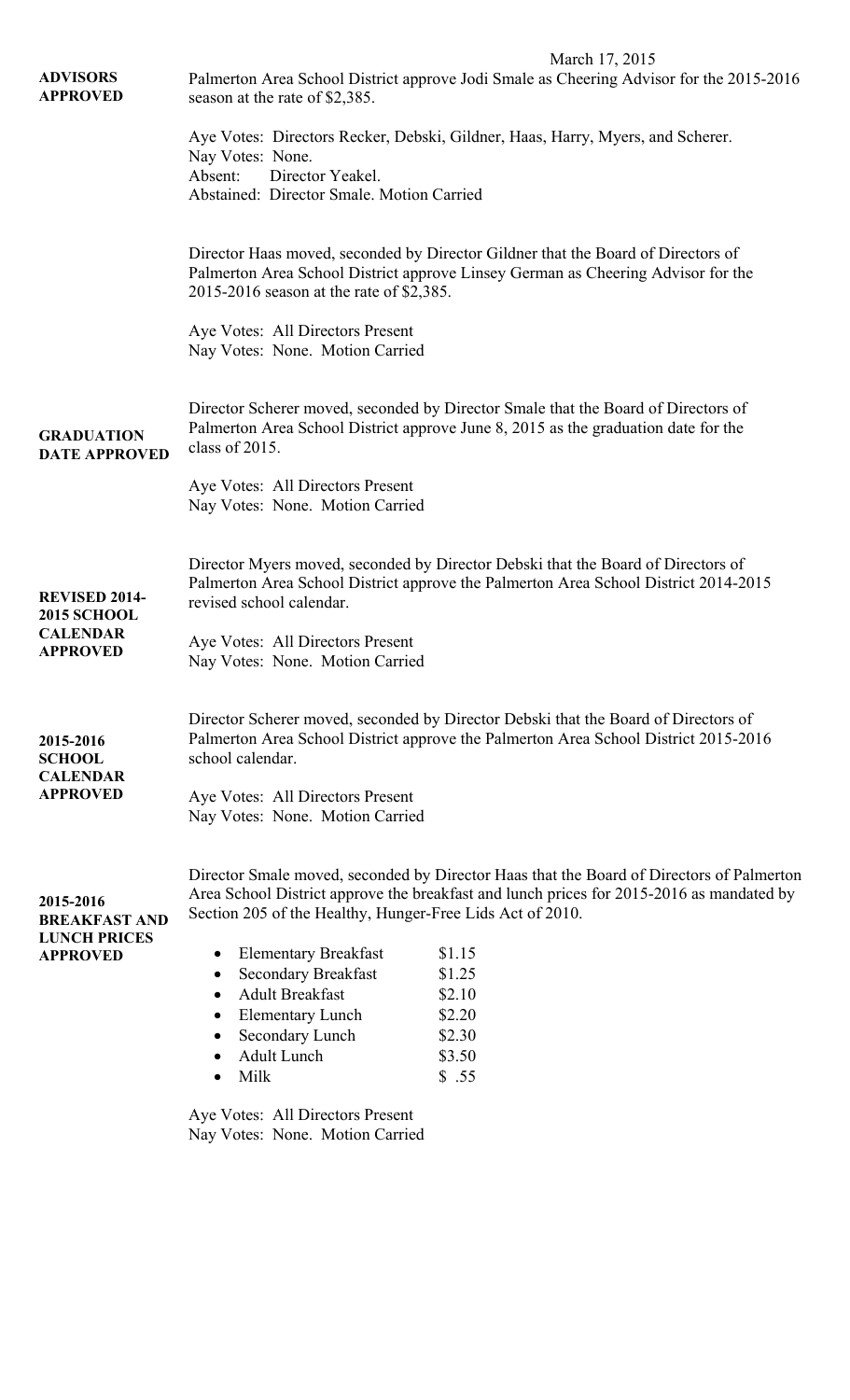March 17, 2015

**ADVISORS APPROVED**

Palmerton Area School District approve Jodi Smale as Cheering Advisor for the 2015-2016 season at the rate of $2,385.

Aye Votes: Directors Recker, Debski, Gildner, Haas, Harry, Myers, and Scherer.
Nay Votes: None.
Absent: Director Yeakel.
Abstained: Director Smale. Motion Carried

Director Haas moved, seconded by Director Gildner that the Board of Directors of Palmerton Area School District approve Linsey German as Cheering Advisor for the 2015-2016 season at the rate of $2,385.

Aye Votes: All Directors Present
Nay Votes: None. Motion Carried

**GRADUATION DATE APPROVED**

Director Scherer moved, seconded by Director Smale that the Board of Directors of Palmerton Area School District approve June 8, 2015 as the graduation date for the class of 2015.

Aye Votes: All Directors Present
Nay Votes: None. Motion Carried

**REVISED 2014-2015 SCHOOL CALENDAR APPROVED**

Director Myers moved, seconded by Director Debski that the Board of Directors of Palmerton Area School District approve the Palmerton Area School District 2014-2015 revised school calendar.

Aye Votes: All Directors Present
Nay Votes: None. Motion Carried

**2015-2016 SCHOOL CALENDAR APPROVED**

Director Scherer moved, seconded by Director Debski that the Board of Directors of Palmerton Area School District approve the Palmerton Area School District 2015-2016 school calendar.

Aye Votes: All Directors Present
Nay Votes: None. Motion Carried

**2015-2016 BREAKFAST AND LUNCH PRICES APPROVED**

Director Smale moved, seconded by Director Haas that the Board of Directors of Palmerton Area School District approve the breakfast and lunch prices for 2015-2016 as mandated by Section 205 of the Healthy, Hunger-Free Lids Act of 2010.

- Elementary Breakfast $1.15
- Secondary Breakfast $1.25
- Adult Breakfast $2.10
- Elementary Lunch $2.20
- Secondary Lunch $2.30
- Adult Lunch $3.50
- Milk $ .55

Aye Votes: All Directors Present
Nay Votes: None. Motion Carried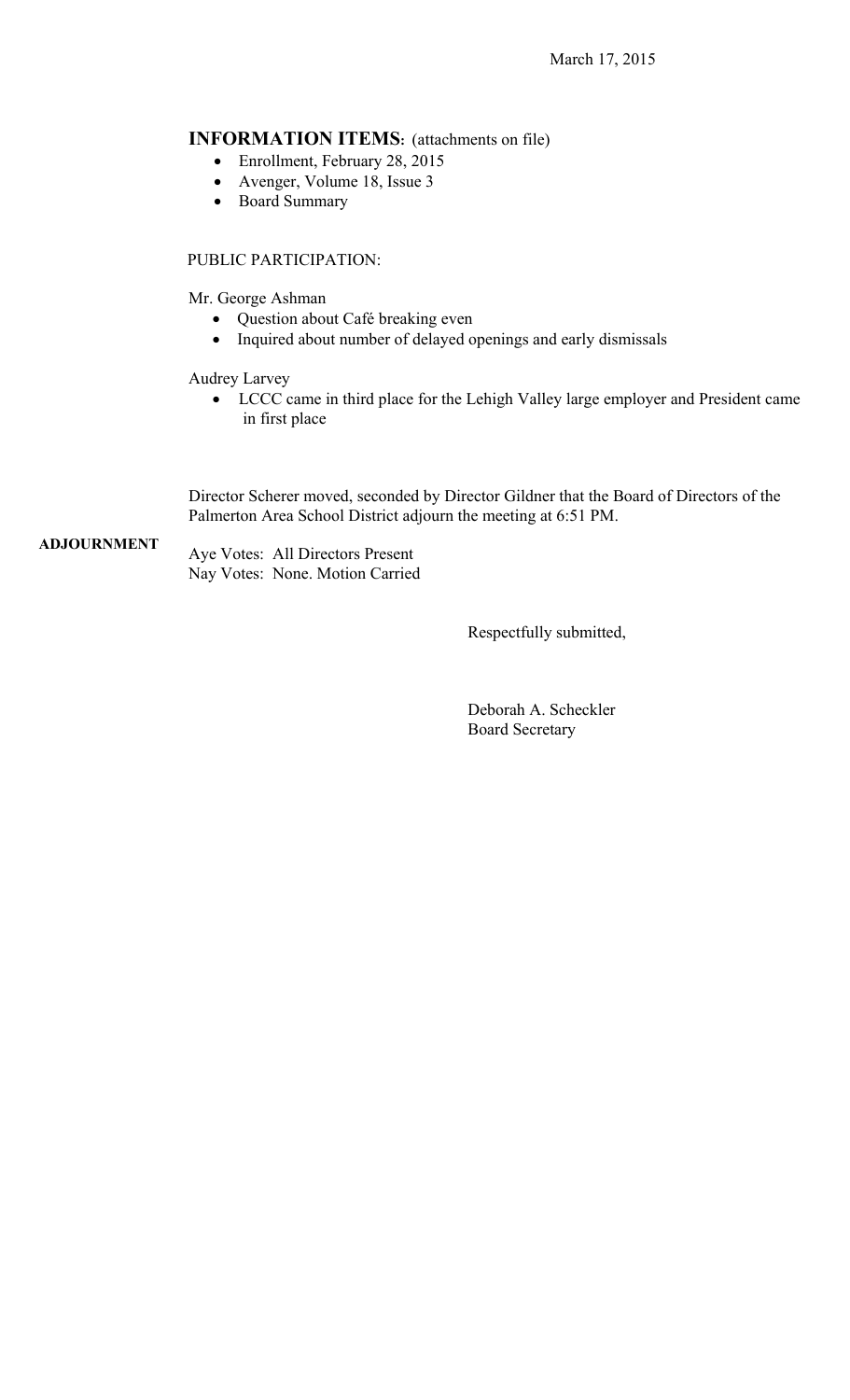March 17, 2015

**INFORMATION ITEMS**: (attachments on file)

- Enrollment, February 28, 2015
- Avenger, Volume 18, Issue 3
- Board Summary

PUBLIC PARTICIPATION:

Mr. George Ashman

- Question about Café breaking even
- Inquired about number of delayed openings and early dismissals

Audrey Larvey

- LCCC came in third place for the Lehigh Valley large employer and President came in first place

**ADJOURNMENT**

Director Scherer moved, seconded by Director Gildner that the Board of Directors of the Palmerton Area School District adjourn the meeting at 6:51 PM.

Aye Votes: All Directors Present
Nay Votes: None. Motion Carried

Respectfully submitted,

Deborah A. Scheckler
Board Secretary